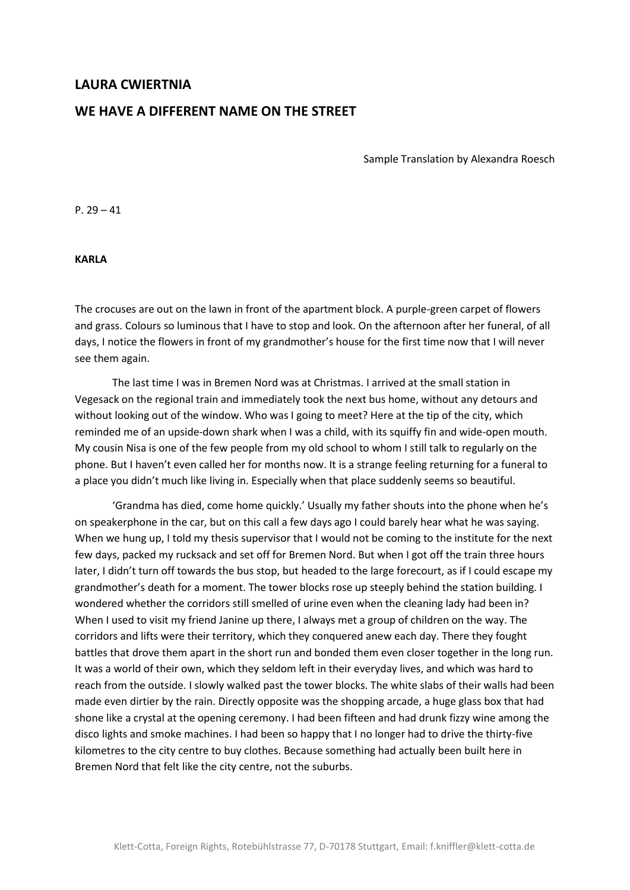# LAURA CWIERTNIA

# WE HAVE A DIFFERENT NAME ON THE STREET

Sample Translation by Alexandra Roesch

P. 29 – 41

**KARLA**

The crocuses are out on the lawn in front of the apartment block. A purple-green carpet of flowers and grass. Colours so luminous that I have to stop and look. On the afternoon after her funeral, of all days, I notice the flowers in front of my grandmother's house for the first time now that I will never see them again.

The last time I was in Bremen Nord was at Christmas. I arrived at the small station in Vegesack on the regional train and immediately took the next bus home, without any detours and without looking out of the window. Who was I going to meet? Here at the tip of the city, which reminded me of an upside-down shark when I was a child, with its squiffy fin and wide-open mouth. My cousin Nisa is one of the few people from my old school to whom I still talk to regularly on the phone. But I haven't even called her for months now. It is a strange feeling returning for a funeral to a place you didn't much like living in. Especially when that place suddenly seems so beautiful.

'Grandma has died, come home quickly.' Usually my father shouts into the phone when he's on speakerphone in the car, but on this call a few days ago I could barely hear what he was saying. When we hung up, I told my thesis supervisor that I would not be coming to the institute for the next few days, packed my rucksack and set off for Bremen Nord. But when I got off the train three hours later, I didn't turn off towards the bus stop, but headed to the large forecourt, as if I could escape my grandmother's death for a moment. The tower blocks rose up steeply behind the station building. I wondered whether the corridors still smelled of urine even when the cleaning lady had been in? When I used to visit my friend Janine up there, I always met a group of children on the way. The corridors and lifts were their territory, which they conquered anew each day. There they fought battles that drove them apart in the short run and bonded them even closer together in the long run. It was a world of their own, which they seldom left in their everyday lives, and which was hard to reach from the outside. I slowly walked past the tower blocks. The white slabs of their walls had been made even dirtier by the rain. Directly opposite was the shopping arcade, a huge glass box that had shone like a crystal at the opening ceremony. I had been fifteen and had drunk fizzy wine among the disco lights and smoke machines. I had been so happy that I no longer had to drive the thirty-five kilometres to the city centre to buy clothes. Because something had actually been built here in Bremen Nord that felt like the city centre, not the suburbs.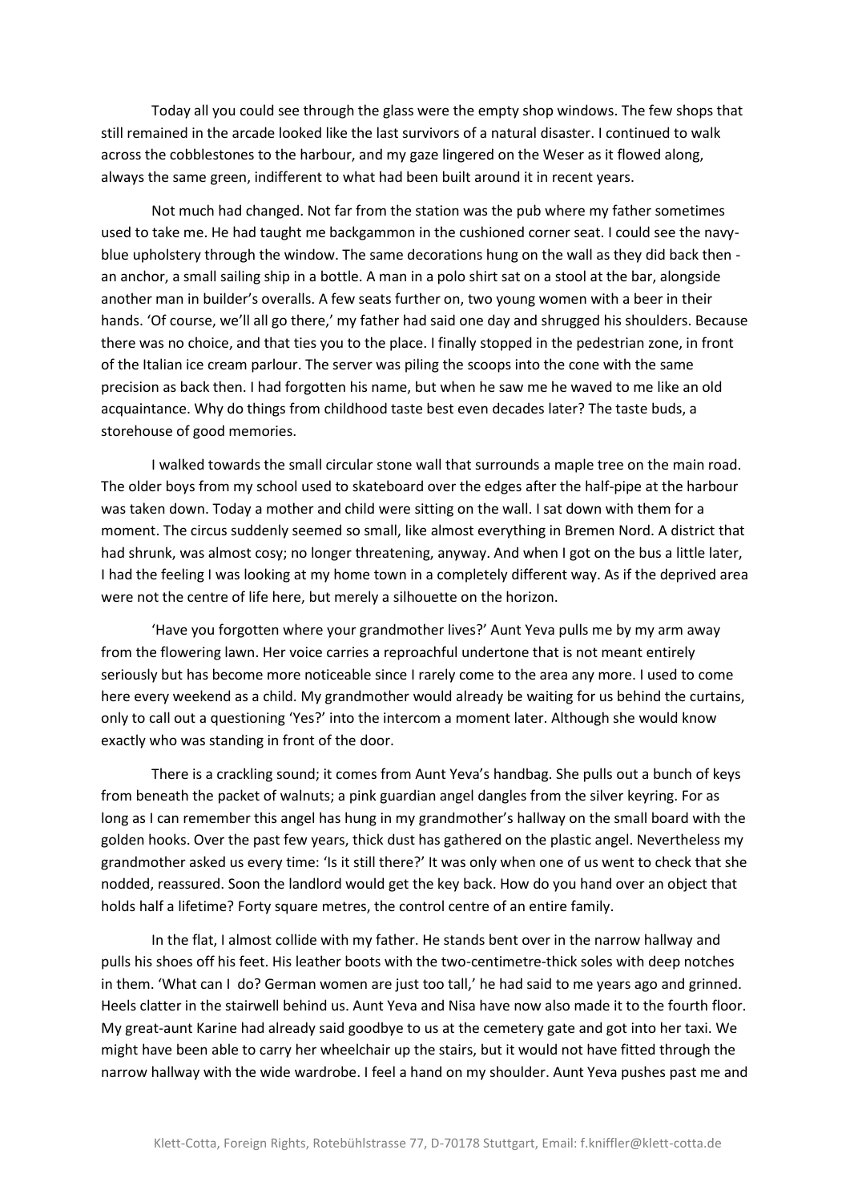Today all you could see through the glass were the empty shop windows. The few shops that still remained in the arcade looked like the last survivors of a natural disaster. I continued to walk across the cobblestones to the harbour, and my gaze lingered on the Weser as it flowed along, always the same green, indifferent to what had been built around it in recent years.

Not much had changed. Not far from the station was the pub where my father sometimes used to take me. He had taught me backgammon in the cushioned corner seat. I could see the navy-blue upholstery through the window. The same decorations hung on the wall as they did back then - an anchor, a small sailing ship in a bottle. A man in a polo shirt sat on a stool at the bar, alongside another man in builder's overalls. A few seats further on, two young women with a beer in their hands. 'Of course, we'll all go there,' my father had said one day and shrugged his shoulders. Because there was no choice, and that ties you to the place. I finally stopped in the pedestrian zone, in front of the Italian ice cream parlour. The server was piling the scoops into the cone with the same precision as back then. I had forgotten his name, but when he saw me he waved to me like an old acquaintance. Why do things from childhood taste best even decades later? The taste buds, a storehouse of good memories.

I walked towards the small circular stone wall that surrounds a maple tree on the main road. The older boys from my school used to skateboard over the edges after the half-pipe at the harbour was taken down. Today a mother and child were sitting on the wall. I sat down with them for a moment. The circus suddenly seemed so small, like almost everything in Bremen Nord. A district that had shrunk, was almost cosy; no longer threatening, anyway. And when I got on the bus a little later, I had the feeling I was looking at my home town in a completely different way. As if the deprived area were not the centre of life here, but merely a silhouette on the horizon.

'Have you forgotten where your grandmother lives?' Aunt Yeva pulls me by my arm away from the flowering lawn. Her voice carries a reproachful undertone that is not meant entirely seriously but has become more noticeable since I rarely come to the area any more. I used to come here every weekend as a child. My grandmother would already be waiting for us behind the curtains, only to call out a questioning 'Yes?' into the intercom a moment later. Although she would know exactly who was standing in front of the door.

There is a crackling sound; it comes from Aunt Yeva's handbag. She pulls out a bunch of keys from beneath the packet of walnuts; a pink guardian angel dangles from the silver keyring. For as long as I can remember this angel has hung in my grandmother's hallway on the small board with the golden hooks. Over the past few years, thick dust has gathered on the plastic angel. Nevertheless my grandmother asked us every time: 'Is it still there?' It was only when one of us went to check that she nodded, reassured. Soon the landlord would get the key back. How do you hand over an object that holds half a lifetime? Forty square metres, the control centre of an entire family.

In the flat, I almost collide with my father. He stands bent over in the narrow hallway and pulls his shoes off his feet. His leather boots with the two-centimetre-thick soles with deep notches in them. 'What can I do? German women are just too tall,' he had said to me years ago and grinned. Heels clatter in the stairwell behind us. Aunt Yeva and Nisa have now also made it to the fourth floor. My great-aunt Karine had already said goodbye to us at the cemetery gate and got into her taxi. We might have been able to carry her wheelchair up the stairs, but it would not have fitted through the narrow hallway with the wide wardrobe. I feel a hand on my shoulder. Aunt Yeva pushes past me and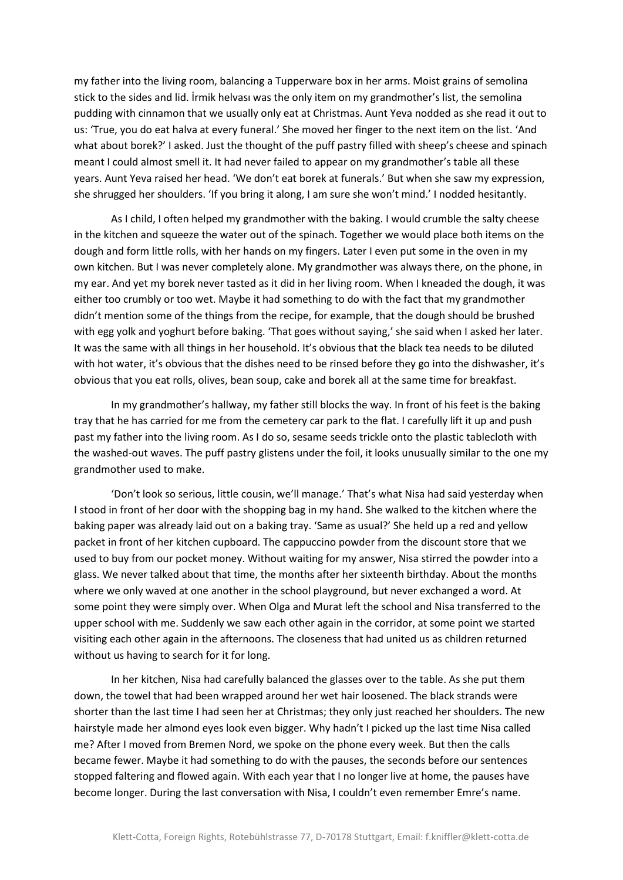my father into the living room, balancing a Tupperware box in her arms. Moist grains of semolina stick to the sides and lid. İrmik helvası was the only item on my grandmother's list, the semolina pudding with cinnamon that we usually only eat at Christmas. Aunt Yeva nodded as she read it out to us: 'True, you do eat halva at every funeral.' She moved her finger to the next item on the list. 'And what about borek?' I asked. Just the thought of the puff pastry filled with sheep's cheese and spinach meant I could almost smell it. It had never failed to appear on my grandmother's table all these years. Aunt Yeva raised her head. 'We don't eat borek at funerals.' But when she saw my expression, she shrugged her shoulders. 'If you bring it along, I am sure she won't mind.' I nodded hesitantly.

As I child, I often helped my grandmother with the baking. I would crumble the salty cheese in the kitchen and squeeze the water out of the spinach. Together we would place both items on the dough and form little rolls, with her hands on my fingers. Later I even put some in the oven in my own kitchen. But I was never completely alone. My grandmother was always there, on the phone, in my ear. And yet my borek never tasted as it did in her living room. When I kneaded the dough, it was either too crumbly or too wet. Maybe it had something to do with the fact that my grandmother didn't mention some of the things from the recipe, for example, that the dough should be brushed with egg yolk and yoghurt before baking. 'That goes without saying,' she said when I asked her later. It was the same with all things in her household. It's obvious that the black tea needs to be diluted with hot water, it's obvious that the dishes need to be rinsed before they go into the dishwasher, it's obvious that you eat rolls, olives, bean soup, cake and borek all at the same time for breakfast.

In my grandmother's hallway, my father still blocks the way. In front of his feet is the baking tray that he has carried for me from the cemetery car park to the flat. I carefully lift it up and push past my father into the living room. As I do so, sesame seeds trickle onto the plastic tablecloth with the washed-out waves. The puff pastry glistens under the foil, it looks unusually similar to the one my grandmother used to make.

'Don't look so serious, little cousin, we'll manage.' That's what Nisa had said yesterday when I stood in front of her door with the shopping bag in my hand. She walked to the kitchen where the baking paper was already laid out on a baking tray. 'Same as usual?' She held up a red and yellow packet in front of her kitchen cupboard. The cappuccino powder from the discount store that we used to buy from our pocket money. Without waiting for my answer, Nisa stirred the powder into a glass. We never talked about that time, the months after her sixteenth birthday. About the months where we only waved at one another in the school playground, but never exchanged a word. At some point they were simply over. When Olga and Murat left the school and Nisa transferred to the upper school with me. Suddenly we saw each other again in the corridor, at some point we started visiting each other again in the afternoons. The closeness that had united us as children returned without us having to search for it for long.

In her kitchen, Nisa had carefully balanced the glasses over to the table. As she put them down, the towel that had been wrapped around her wet hair loosened. The black strands were shorter than the last time I had seen her at Christmas; they only just reached her shoulders. The new hairstyle made her almond eyes look even bigger. Why hadn't I picked up the last time Nisa called me? After I moved from Bremen Nord, we spoke on the phone every week. But then the calls became fewer. Maybe it had something to do with the pauses, the seconds before our sentences stopped faltering and flowed again. With each year that I no longer live at home, the pauses have become longer. During the last conversation with Nisa, I couldn't even remember Emre's name.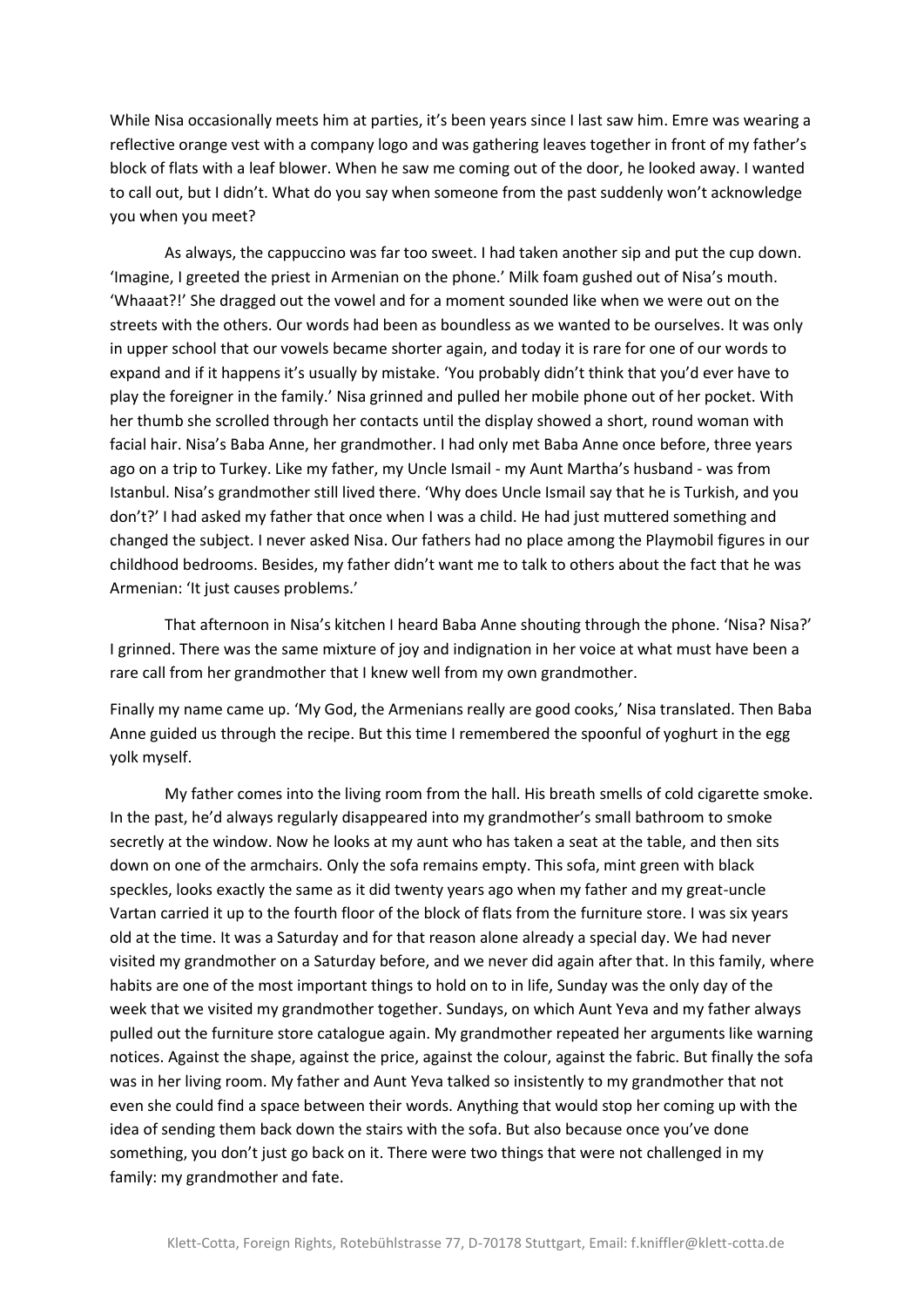While Nisa occasionally meets him at parties, it's been years since I last saw him. Emre was wearing a reflective orange vest with a company logo and was gathering leaves together in front of my father's block of flats with a leaf blower. When he saw me coming out of the door, he looked away. I wanted to call out, but I didn't. What do you say when someone from the past suddenly won't acknowledge you when you meet?

As always, the cappuccino was far too sweet. I had taken another sip and put the cup down. 'Imagine, I greeted the priest in Armenian on the phone.' Milk foam gushed out of Nisa's mouth. 'Whaaat?!' She dragged out the vowel and for a moment sounded like when we were out on the streets with the others. Our words had been as boundless as we wanted to be ourselves. It was only in upper school that our vowels became shorter again, and today it is rare for one of our words to expand and if it happens it's usually by mistake. 'You probably didn't think that you'd ever have to play the foreigner in the family.' Nisa grinned and pulled her mobile phone out of her pocket. With her thumb she scrolled through her contacts until the display showed a short, round woman with facial hair. Nisa's Baba Anne, her grandmother. I had only met Baba Anne once before, three years ago on a trip to Turkey. Like my father, my Uncle Ismail - my Aunt Martha's husband - was from Istanbul. Nisa's grandmother still lived there. 'Why does Uncle Ismail say that he is Turkish, and you don't?' I had asked my father that once when I was a child. He had just muttered something and changed the subject. I never asked Nisa. Our fathers had no place among the Playmobil figures in our childhood bedrooms. Besides, my father didn't want me to talk to others about the fact that he was Armenian: 'It just causes problems.'

That afternoon in Nisa's kitchen I heard Baba Anne shouting through the phone. 'Nisa? Nisa?' I grinned. There was the same mixture of joy and indignation in her voice at what must have been a rare call from her grandmother that I knew well from my own grandmother.

Finally my name came up. 'My God, the Armenians really are good cooks,' Nisa translated. Then Baba Anne guided us through the recipe. But this time I remembered the spoonful of yoghurt in the egg yolk myself.

My father comes into the living room from the hall. His breath smells of cold cigarette smoke. In the past, he'd always regularly disappeared into my grandmother's small bathroom to smoke secretly at the window. Now he looks at my aunt who has taken a seat at the table, and then sits down on one of the armchairs. Only the sofa remains empty. This sofa, mint green with black speckles, looks exactly the same as it did twenty years ago when my father and my great-uncle Vartan carried it up to the fourth floor of the block of flats from the furniture store. I was six years old at the time. It was a Saturday and for that reason alone already a special day. We had never visited my grandmother on a Saturday before, and we never did again after that. In this family, where habits are one of the most important things to hold on to in life, Sunday was the only day of the week that we visited my grandmother together. Sundays, on which Aunt Yeva and my father always pulled out the furniture store catalogue again. My grandmother repeated her arguments like warning notices. Against the shape, against the price, against the colour, against the fabric. But finally the sofa was in her living room. My father and Aunt Yeva talked so insistently to my grandmother that not even she could find a space between their words. Anything that would stop her coming up with the idea of sending them back down the stairs with the sofa. But also because once you've done something, you don't just go back on it. There were two things that were not challenged in my family: my grandmother and fate.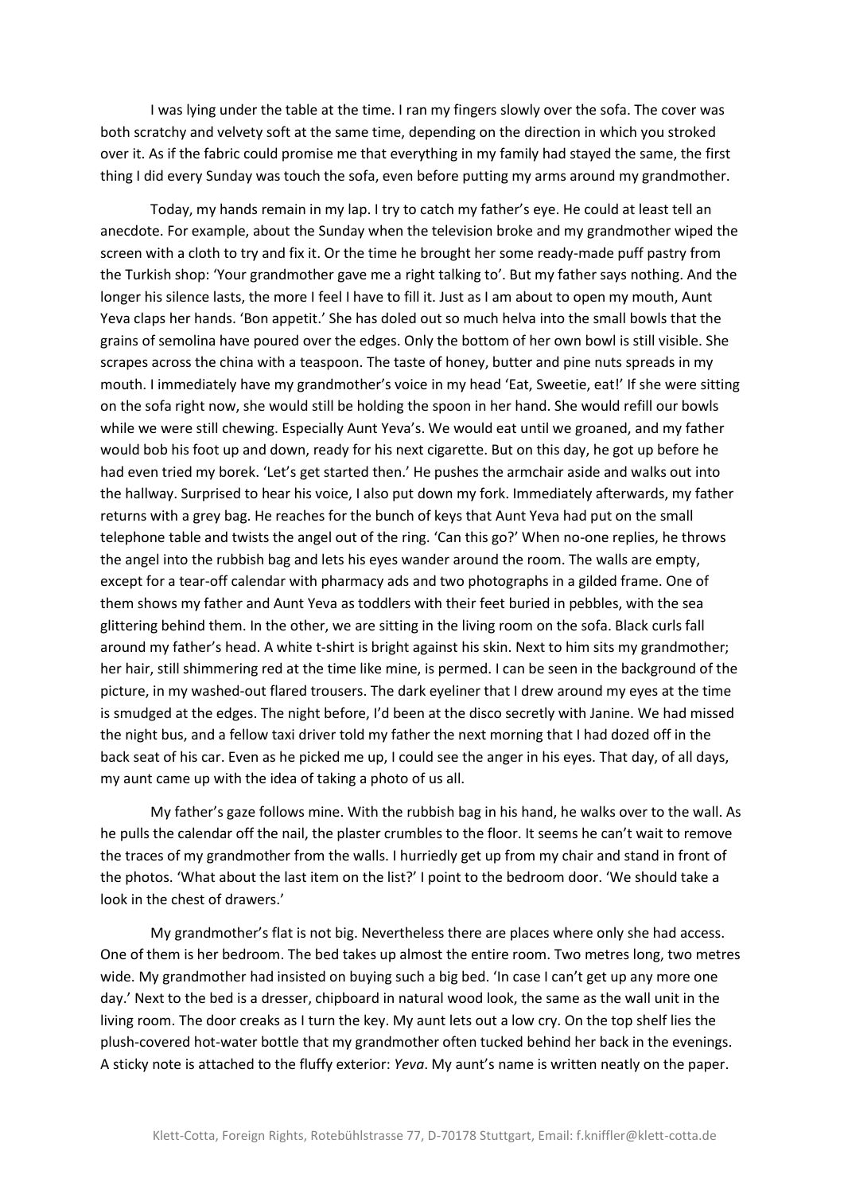I was lying under the table at the time. I ran my fingers slowly over the sofa. The cover was both scratchy and velvety soft at the same time, depending on the direction in which you stroked over it. As if the fabric could promise me that everything in my family had stayed the same, the first thing I did every Sunday was touch the sofa, even before putting my arms around my grandmother.

Today, my hands remain in my lap. I try to catch my father's eye. He could at least tell an anecdote. For example, about the Sunday when the television broke and my grandmother wiped the screen with a cloth to try and fix it. Or the time he brought her some ready-made puff pastry from the Turkish shop: 'Your grandmother gave me a right talking to'. But my father says nothing. And the longer his silence lasts, the more I feel I have to fill it. Just as I am about to open my mouth, Aunt Yeva claps her hands. 'Bon appetit.' She has doled out so much helva into the small bowls that the grains of semolina have poured over the edges. Only the bottom of her own bowl is still visible. She scrapes across the china with a teaspoon. The taste of honey, butter and pine nuts spreads in my mouth. I immediately have my grandmother's voice in my head 'Eat, Sweetie, eat!' If she were sitting on the sofa right now, she would still be holding the spoon in her hand. She would refill our bowls while we were still chewing. Especially Aunt Yeva's. We would eat until we groaned, and my father would bob his foot up and down, ready for his next cigarette. But on this day, he got up before he had even tried my borek. 'Let's get started then.' He pushes the armchair aside and walks out into the hallway. Surprised to hear his voice, I also put down my fork. Immediately afterwards, my father returns with a grey bag. He reaches for the bunch of keys that Aunt Yeva had put on the small telephone table and twists the angel out of the ring. 'Can this go?' When no-one replies, he throws the angel into the rubbish bag and lets his eyes wander around the room. The walls are empty, except for a tear-off calendar with pharmacy ads and two photographs in a gilded frame. One of them shows my father and Aunt Yeva as toddlers with their feet buried in pebbles, with the sea glittering behind them. In the other, we are sitting in the living room on the sofa. Black curls fall around my father's head. A white t-shirt is bright against his skin. Next to him sits my grandmother; her hair, still shimmering red at the time like mine, is permed. I can be seen in the background of the picture, in my washed-out flared trousers. The dark eyeliner that I drew around my eyes at the time is smudged at the edges. The night before, I'd been at the disco secretly with Janine. We had missed the night bus, and a fellow taxi driver told my father the next morning that I had dozed off in the back seat of his car. Even as he picked me up, I could see the anger in his eyes. That day, of all days, my aunt came up with the idea of taking a photo of us all.

My father's gaze follows mine. With the rubbish bag in his hand, he walks over to the wall. As he pulls the calendar off the nail, the plaster crumbles to the floor. It seems he can't wait to remove the traces of my grandmother from the walls. I hurriedly get up from my chair and stand in front of the photos. 'What about the last item on the list?' I point to the bedroom door. 'We should take a look in the chest of drawers.'

My grandmother's flat is not big. Nevertheless there are places where only she had access. One of them is her bedroom. The bed takes up almost the entire room. Two metres long, two metres wide. My grandmother had insisted on buying such a big bed. 'In case I can't get up any more one day.' Next to the bed is a dresser, chipboard in natural wood look, the same as the wall unit in the living room. The door creaks as I turn the key. My aunt lets out a low cry. On the top shelf lies the plush-covered hot-water bottle that my grandmother often tucked behind her back in the evenings. A sticky note is attached to the fluffy exterior: *Yeva*. My aunt's name is written neatly on the paper.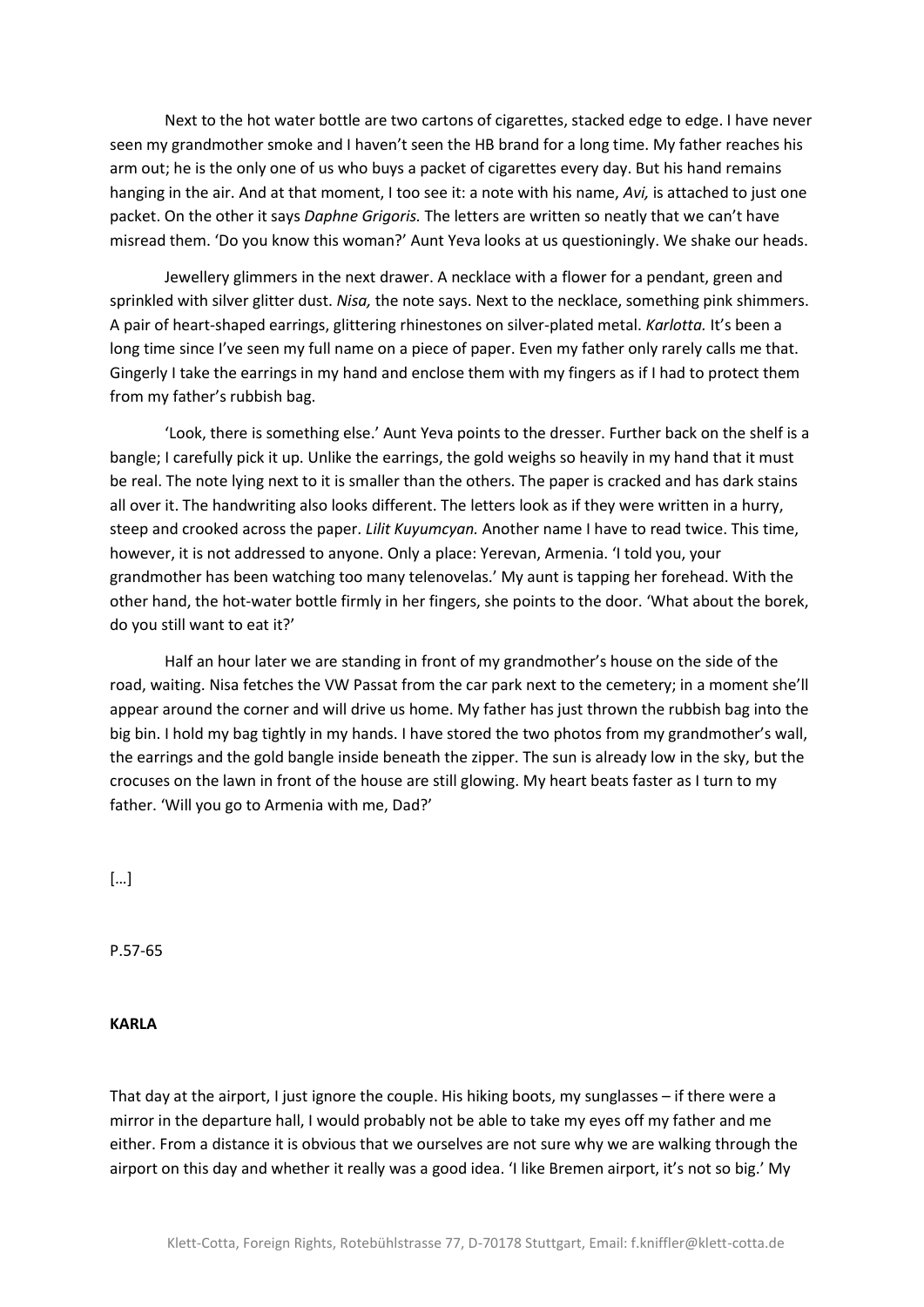Next to the hot water bottle are two cartons of cigarettes, stacked edge to edge. I have never seen my grandmother smoke and I haven't seen the HB brand for a long time. My father reaches his arm out; he is the only one of us who buys a packet of cigarettes every day. But his hand remains hanging in the air. And at that moment, I too see it: a note with his name, *Avi,* is attached to just one packet. On the other it says *Daphne Grigoris.* The letters are written so neatly that we can't have misread them. 'Do you know this woman?' Aunt Yeva looks at us questioningly. We shake our heads.

Jewellery glimmers in the next drawer. A necklace with a flower for a pendant, green and sprinkled with silver glitter dust. *Nisa,* the note says. Next to the necklace, something pink shimmers. A pair of heart-shaped earrings, glittering rhinestones on silver-plated metal. *Karlotta.* It's been a long time since I've seen my full name on a piece of paper. Even my father only rarely calls me that. Gingerly I take the earrings in my hand and enclose them with my fingers as if I had to protect them from my father's rubbish bag.

'Look, there is something else.' Aunt Yeva points to the dresser. Further back on the shelf is a bangle; I carefully pick it up. Unlike the earrings, the gold weighs so heavily in my hand that it must be real. The note lying next to it is smaller than the others. The paper is cracked and has dark stains all over it. The handwriting also looks different. The letters look as if they were written in a hurry, steep and crooked across the paper. *Lilit Kuyumcyan.* Another name I have to read twice. This time, however, it is not addressed to anyone. Only a place: Yerevan, Armenia. 'I told you, your grandmother has been watching too many telenovelas.' My aunt is tapping her forehead. With the other hand, the hot-water bottle firmly in her fingers, she points to the door. 'What about the borek, do you still want to eat it?'

Half an hour later we are standing in front of my grandmother's house on the side of the road, waiting. Nisa fetches the VW Passat from the car park next to the cemetery; in a moment she'll appear around the corner and will drive us home. My father has just thrown the rubbish bag into the big bin. I hold my bag tightly in my hands. I have stored the two photos from my grandmother's wall, the earrings and the gold bangle inside beneath the zipper. The sun is already low in the sky, but the crocuses on the lawn in front of the house are still glowing. My heart beats faster as I turn to my father. 'Will you go to Armenia with me, Dad?'

[…]

P.57-65

**KARLA**

That day at the airport, I just ignore the couple. His hiking boots, my sunglasses – if there were a mirror in the departure hall, I would probably not be able to take my eyes off my father and me either. From a distance it is obvious that we ourselves are not sure why we are walking through the airport on this day and whether it really was a good idea. 'I like Bremen airport, it's not so big.' My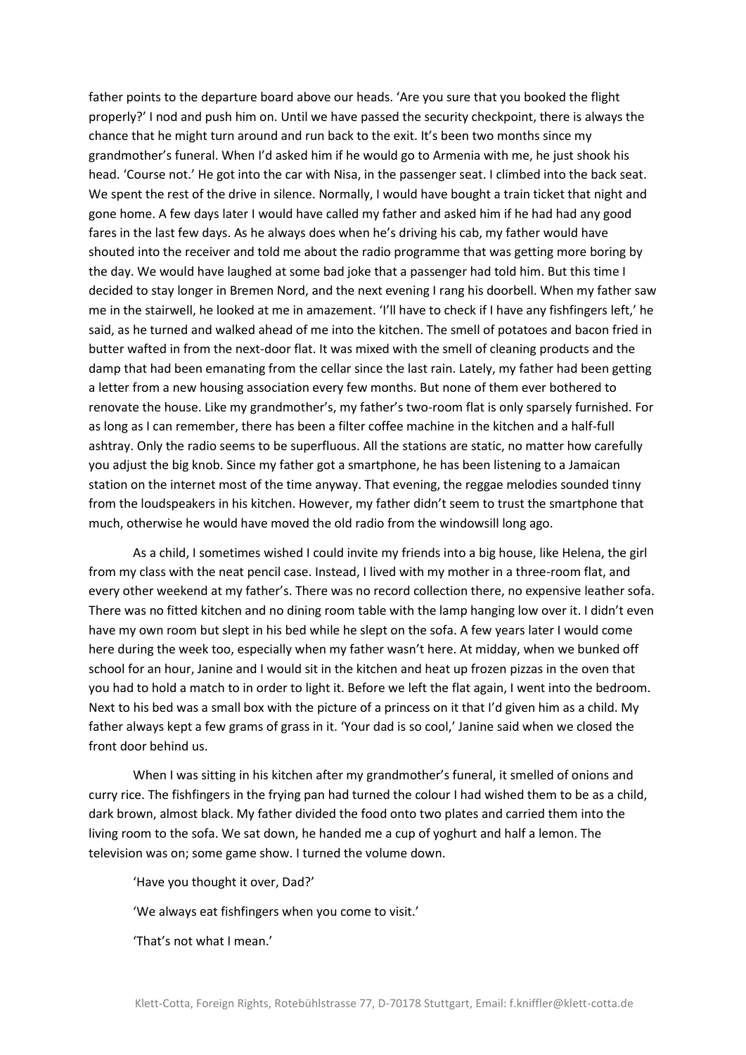father points to the departure board above our heads. 'Are you sure that you booked the flight properly?' I nod and push him on. Until we have passed the security checkpoint, there is always the chance that he might turn around and run back to the exit. It's been two months since my grandmother's funeral. When I'd asked him if he would go to Armenia with me, he just shook his head. 'Course not.' He got into the car with Nisa, in the passenger seat. I climbed into the back seat. We spent the rest of the drive in silence. Normally, I would have bought a train ticket that night and gone home. A few days later I would have called my father and asked him if he had had any good fares in the last few days. As he always does when he's driving his cab, my father would have shouted into the receiver and told me about the radio programme that was getting more boring by the day. We would have laughed at some bad joke that a passenger had told him. But this time I decided to stay longer in Bremen Nord, and the next evening I rang his doorbell. When my father saw me in the stairwell, he looked at me in amazement. 'I'll have to check if I have any fishfingers left,' he said, as he turned and walked ahead of me into the kitchen. The smell of potatoes and bacon fried in butter wafted in from the next-door flat. It was mixed with the smell of cleaning products and the damp that had been emanating from the cellar since the last rain. Lately, my father had been getting a letter from a new housing association every few months. But none of them ever bothered to renovate the house. Like my grandmother's, my father's two-room flat is only sparsely furnished. For as long as I can remember, there has been a filter coffee machine in the kitchen and a half-full ashtray. Only the radio seems to be superfluous. All the stations are static, no matter how carefully you adjust the big knob. Since my father got a smartphone, he has been listening to a Jamaican station on the internet most of the time anyway. That evening, the reggae melodies sounded tinny from the loudspeakers in his kitchen. However, my father didn't seem to trust the smartphone that much, otherwise he would have moved the old radio from the windowsill long ago.

As a child, I sometimes wished I could invite my friends into a big house, like Helena, the girl from my class with the neat pencil case. Instead, I lived with my mother in a three-room flat, and every other weekend at my father's. There was no record collection there, no expensive leather sofa. There was no fitted kitchen and no dining room table with the lamp hanging low over it. I didn't even have my own room but slept in his bed while he slept on the sofa. A few years later I would come here during the week too, especially when my father wasn't here. At midday, when we bunked off school for an hour, Janine and I would sit in the kitchen and heat up frozen pizzas in the oven that you had to hold a match to in order to light it. Before we left the flat again, I went into the bedroom. Next to his bed was a small box with the picture of a princess on it that I'd given him as a child. My father always kept a few grams of grass in it. 'Your dad is so cool,' Janine said when we closed the front door behind us.

When I was sitting in his kitchen after my grandmother's funeral, it smelled of onions and curry rice. The fishfingers in the frying pan had turned the colour I had wished them to be as a child, dark brown, almost black. My father divided the food onto two plates and carried them into the living room to the sofa. We sat down, he handed me a cup of yoghurt and half a lemon. The television was on; some game show. I turned the volume down.

'Have you thought it over, Dad?'

'We always eat fishfingers when you come to visit.'

'That's not what I mean.'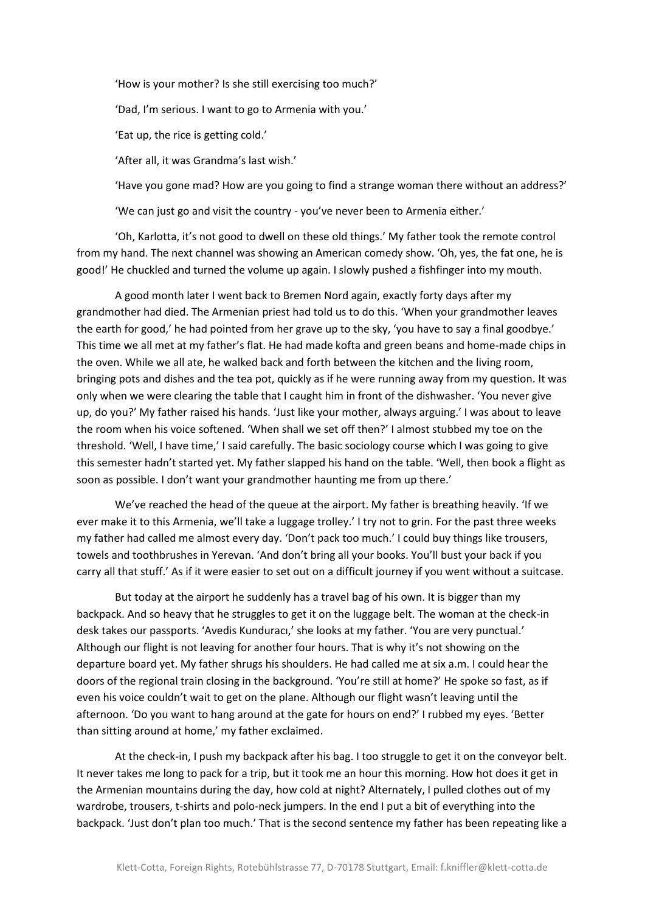'How is your mother? Is she still exercising too much?'

'Dad, I'm serious. I want to go to Armenia with you.'

'Eat up, the rice is getting cold.'

'After all, it was Grandma's last wish.'

'Have you gone mad? How are you going to find a strange woman there without an address?'

'We can just go and visit the country - you've never been to Armenia either.'

'Oh, Karlotta, it's not good to dwell on these old things.' My father took the remote control from my hand. The next channel was showing an American comedy show. 'Oh, yes, the fat one, he is good!' He chuckled and turned the volume up again. I slowly pushed a fishfinger into my mouth.

A good month later I went back to Bremen Nord again, exactly forty days after my grandmother had died. The Armenian priest had told us to do this. 'When your grandmother leaves the earth for good,' he had pointed from her grave up to the sky, 'you have to say a final goodbye.' This time we all met at my father's flat. He had made kofta and green beans and home-made chips in the oven. While we all ate, he walked back and forth between the kitchen and the living room, bringing pots and dishes and the tea pot, quickly as if he were running away from my question. It was only when we were clearing the table that I caught him in front of the dishwasher. 'You never give up, do you?' My father raised his hands. 'Just like your mother, always arguing.' I was about to leave the room when his voice softened. 'When shall we set off then?' I almost stubbed my toe on the threshold. 'Well, I have time,' I said carefully. The basic sociology course which I was going to give this semester hadn't started yet. My father slapped his hand on the table. 'Well, then book a flight as soon as possible. I don't want your grandmother haunting me from up there.'

We've reached the head of the queue at the airport. My father is breathing heavily. 'If we ever make it to this Armenia, we'll take a luggage trolley.' I try not to grin. For the past three weeks my father had called me almost every day. 'Don't pack too much.' I could buy things like trousers, towels and toothbrushes in Yerevan. 'And don't bring all your books. You'll bust your back if you carry all that stuff.' As if it were easier to set out on a difficult journey if you went without a suitcase.

But today at the airport he suddenly has a travel bag of his own. It is bigger than my backpack. And so heavy that he struggles to get it on the luggage belt. The woman at the check-in desk takes our passports. 'Avedis Kunduracı,' she looks at my father. 'You are very punctual.' Although our flight is not leaving for another four hours. That is why it's not showing on the departure board yet. My father shrugs his shoulders. He had called me at six a.m. I could hear the doors of the regional train closing in the background. 'You're still at home?' He spoke so fast, as if even his voice couldn't wait to get on the plane. Although our flight wasn't leaving until the afternoon. 'Do you want to hang around at the gate for hours on end?' I rubbed my eyes. 'Better than sitting around at home,' my father exclaimed.

At the check-in, I push my backpack after his bag. I too struggle to get it on the conveyor belt. It never takes me long to pack for a trip, but it took me an hour this morning. How hot does it get in the Armenian mountains during the day, how cold at night? Alternately, I pulled clothes out of my wardrobe, trousers, t-shirts and polo-neck jumpers. In the end I put a bit of everything into the backpack. 'Just don't plan too much.' That is the second sentence my father has been repeating like a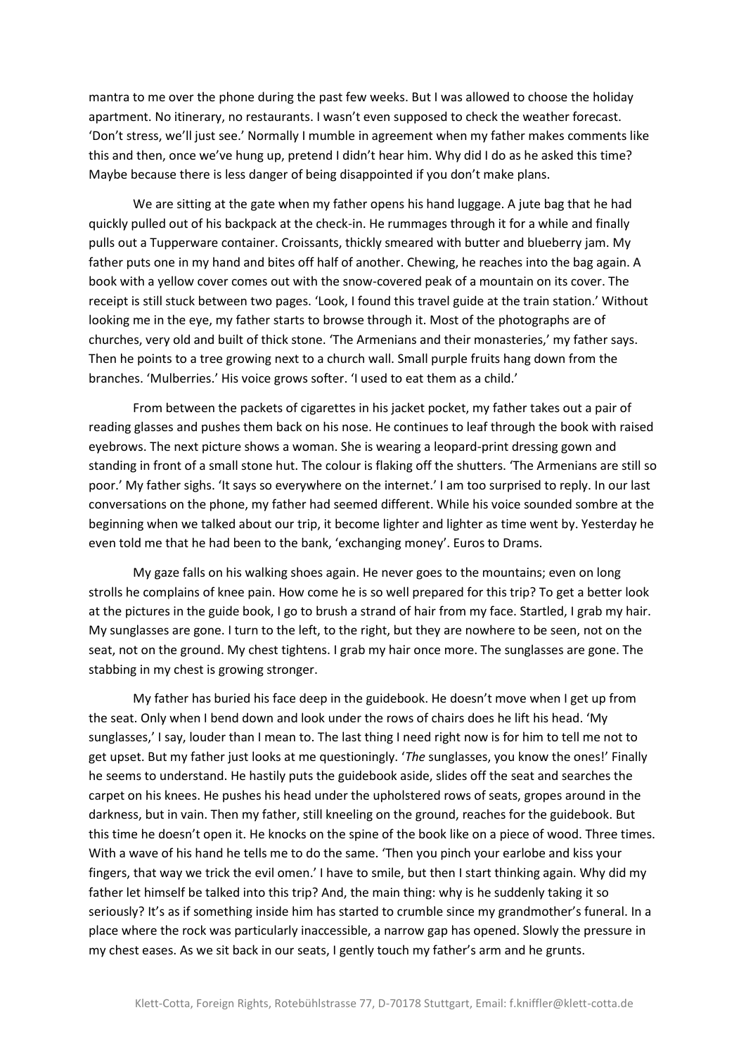mantra to me over the phone during the past few weeks. But I was allowed to choose the holiday apartment. No itinerary, no restaurants. I wasn't even supposed to check the weather forecast. 'Don't stress, we'll just see.' Normally I mumble in agreement when my father makes comments like this and then, once we've hung up, pretend I didn't hear him. Why did I do as he asked this time? Maybe because there is less danger of being disappointed if you don't make plans.

We are sitting at the gate when my father opens his hand luggage. A jute bag that he had quickly pulled out of his backpack at the check-in. He rummages through it for a while and finally pulls out a Tupperware container. Croissants, thickly smeared with butter and blueberry jam. My father puts one in my hand and bites off half of another. Chewing, he reaches into the bag again. A book with a yellow cover comes out with the snow-covered peak of a mountain on its cover. The receipt is still stuck between two pages. 'Look, I found this travel guide at the train station.' Without looking me in the eye, my father starts to browse through it. Most of the photographs are of churches, very old and built of thick stone. 'The Armenians and their monasteries,' my father says. Then he points to a tree growing next to a church wall. Small purple fruits hang down from the branches. 'Mulberries.' His voice grows softer. 'I used to eat them as a child.'

From between the packets of cigarettes in his jacket pocket, my father takes out a pair of reading glasses and pushes them back on his nose. He continues to leaf through the book with raised eyebrows. The next picture shows a woman. She is wearing a leopard-print dressing gown and standing in front of a small stone hut. The colour is flaking off the shutters. 'The Armenians are still so poor.' My father sighs. 'It says so everywhere on the internet.' I am too surprised to reply. In our last conversations on the phone, my father had seemed different. While his voice sounded sombre at the beginning when we talked about our trip, it become lighter and lighter as time went by. Yesterday he even told me that he had been to the bank, 'exchanging money'. Euros to Drams.

My gaze falls on his walking shoes again. He never goes to the mountains; even on long strolls he complains of knee pain. How come he is so well prepared for this trip? To get a better look at the pictures in the guide book, I go to brush a strand of hair from my face. Startled, I grab my hair. My sunglasses are gone. I turn to the left, to the right, but they are nowhere to be seen, not on the seat, not on the ground. My chest tightens. I grab my hair once more. The sunglasses are gone. The stabbing in my chest is growing stronger.

My father has buried his face deep in the guidebook. He doesn't move when I get up from the seat. Only when I bend down and look under the rows of chairs does he lift his head. 'My sunglasses,' I say, louder than I mean to. The last thing I need right now is for him to tell me not to get upset. But my father just looks at me questioningly. '*The* sunglasses, you know the ones!' Finally he seems to understand. He hastily puts the guidebook aside, slides off the seat and searches the carpet on his knees. He pushes his head under the upholstered rows of seats, gropes around in the darkness, but in vain. Then my father, still kneeling on the ground, reaches for the guidebook. But this time he doesn't open it. He knocks on the spine of the book like on a piece of wood. Three times. With a wave of his hand he tells me to do the same. 'Then you pinch your earlobe and kiss your fingers, that way we trick the evil omen.' I have to smile, but then I start thinking again. Why did my father let himself be talked into this trip? And, the main thing: why is he suddenly taking it so seriously? It's as if something inside him has started to crumble since my grandmother's funeral. In a place where the rock was particularly inaccessible, a narrow gap has opened. Slowly the pressure in my chest eases. As we sit back in our seats, I gently touch my father's arm and he grunts.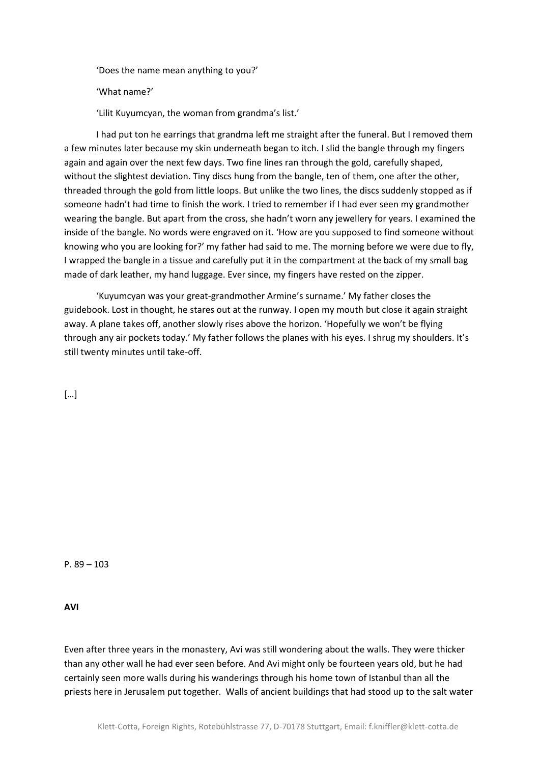'Does the name mean anything to you?'

'What name?'

'Lilit Kuyumcyan, the woman from grandma's list.'

I had put ton he earrings that grandma left me straight after the funeral. But I removed them a few minutes later because my skin underneath began to itch. I slid the bangle through my fingers again and again over the next few days. Two fine lines ran through the gold, carefully shaped, without the slightest deviation. Tiny discs hung from the bangle, ten of them, one after the other, threaded through the gold from little loops. But unlike the two lines, the discs suddenly stopped as if someone hadn't had time to finish the work. I tried to remember if I had ever seen my grandmother wearing the bangle. But apart from the cross, she hadn't worn any jewellery for years. I examined the inside of the bangle. No words were engraved on it. 'How are you supposed to find someone without knowing who you are looking for?' my father had said to me. The morning before we were due to fly, I wrapped the bangle in a tissue and carefully put it in the compartment at the back of my small bag made of dark leather, my hand luggage. Ever since, my fingers have rested on the zipper.

'Kuyumcyan was your great-grandmother Armine's surname.' My father closes the guidebook. Lost in thought, he stares out at the runway. I open my mouth but close it again straight away. A plane takes off, another slowly rises above the horizon. 'Hopefully we won't be flying through any air pockets today.' My father follows the planes with his eyes. I shrug my shoulders. It's still twenty minutes until take-off.

[…]

P. 89 – 103

**AVI**

Even after three years in the monastery, Avi was still wondering about the walls. They were thicker than any other wall he had ever seen before. And Avi might only be fourteen years old, but he had certainly seen more walls during his wanderings through his home town of Istanbul than all the priests here in Jerusalem put together. Walls of ancient buildings that had stood up to the salt water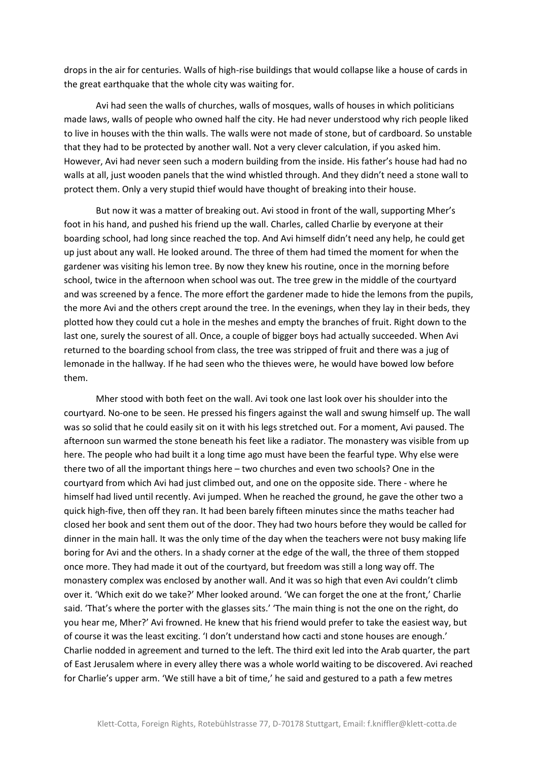drops in the air for centuries. Walls of high-rise buildings that would collapse like a house of cards in the great earthquake that the whole city was waiting for.

Avi had seen the walls of churches, walls of mosques, walls of houses in which politicians made laws, walls of people who owned half the city. He had never understood why rich people liked to live in houses with the thin walls. The walls were not made of stone, but of cardboard. So unstable that they had to be protected by another wall. Not a very clever calculation, if you asked him. However, Avi had never seen such a modern building from the inside. His father's house had had no walls at all, just wooden panels that the wind whistled through. And they didn't need a stone wall to protect them. Only a very stupid thief would have thought of breaking into their house.

But now it was a matter of breaking out. Avi stood in front of the wall, supporting Mher's foot in his hand, and pushed his friend up the wall. Charles, called Charlie by everyone at their boarding school, had long since reached the top. And Avi himself didn't need any help, he could get up just about any wall. He looked around. The three of them had timed the moment for when the gardener was visiting his lemon tree. By now they knew his routine, once in the morning before school, twice in the afternoon when school was out. The tree grew in the middle of the courtyard and was screened by a fence. The more effort the gardener made to hide the lemons from the pupils, the more Avi and the others crept around the tree. In the evenings, when they lay in their beds, they plotted how they could cut a hole in the meshes and empty the branches of fruit. Right down to the last one, surely the sourest of all. Once, a couple of bigger boys had actually succeeded. When Avi returned to the boarding school from class, the tree was stripped of fruit and there was a jug of lemonade in the hallway. If he had seen who the thieves were, he would have bowed low before them.

Mher stood with both feet on the wall. Avi took one last look over his shoulder into the courtyard. No-one to be seen. He pressed his fingers against the wall and swung himself up. The wall was so solid that he could easily sit on it with his legs stretched out. For a moment, Avi paused. The afternoon sun warmed the stone beneath his feet like a radiator. The monastery was visible from up here. The people who had built it a long time ago must have been the fearful type. Why else were there two of all the important things here – two churches and even two schools? One in the courtyard from which Avi had just climbed out, and one on the opposite side. There - where he himself had lived until recently. Avi jumped. When he reached the ground, he gave the other two a quick high-five, then off they ran. It had been barely fifteen minutes since the maths teacher had closed her book and sent them out of the door. They had two hours before they would be called for dinner in the main hall. It was the only time of the day when the teachers were not busy making life boring for Avi and the others. In a shady corner at the edge of the wall, the three of them stopped once more. They had made it out of the courtyard, but freedom was still a long way off. The monastery complex was enclosed by another wall. And it was so high that even Avi couldn't climb over it. 'Which exit do we take?' Mher looked around. 'We can forget the one at the front,' Charlie said. 'That's where the porter with the glasses sits.' 'The main thing is not the one on the right, do you hear me, Mher?' Avi frowned. He knew that his friend would prefer to take the easiest way, but of course it was the least exciting. 'I don't understand how cacti and stone houses are enough.' Charlie nodded in agreement and turned to the left. The third exit led into the Arab quarter, the part of East Jerusalem where in every alley there was a whole world waiting to be discovered. Avi reached for Charlie's upper arm. 'We still have a bit of time,' he said and gestured to a path a few metres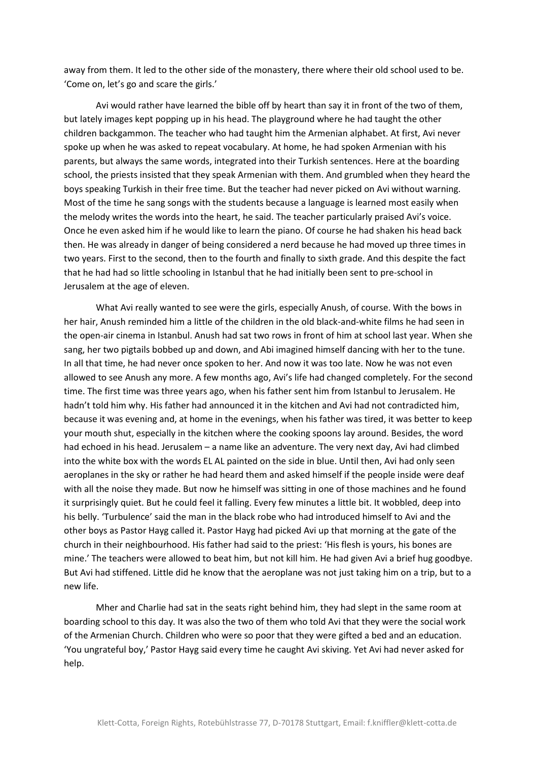away from them. It led to the other side of the monastery, there where their old school used to be. 'Come on, let's go and scare the girls.'

Avi would rather have learned the bible off by heart than say it in front of the two of them, but lately images kept popping up in his head. The playground where he had taught the other children backgammon. The teacher who had taught him the Armenian alphabet. At first, Avi never spoke up when he was asked to repeat vocabulary. At home, he had spoken Armenian with his parents, but always the same words, integrated into their Turkish sentences. Here at the boarding school, the priests insisted that they speak Armenian with them. And grumbled when they heard the boys speaking Turkish in their free time. But the teacher had never picked on Avi without warning. Most of the time he sang songs with the students because a language is learned most easily when the melody writes the words into the heart, he said. The teacher particularly praised Avi's voice. Once he even asked him if he would like to learn the piano. Of course he had shaken his head back then. He was already in danger of being considered a nerd because he had moved up three times in two years. First to the second, then to the fourth and finally to sixth grade. And this despite the fact that he had had so little schooling in Istanbul that he had initially been sent to pre-school in Jerusalem at the age of eleven.

What Avi really wanted to see were the girls, especially Anush, of course. With the bows in her hair, Anush reminded him a little of the children in the old black-and-white films he had seen in the open-air cinema in Istanbul. Anush had sat two rows in front of him at school last year. When she sang, her two pigtails bobbed up and down, and Abi imagined himself dancing with her to the tune. In all that time, he had never once spoken to her. And now it was too late. Now he was not even allowed to see Anush any more. A few months ago, Avi's life had changed completely. For the second time. The first time was three years ago, when his father sent him from Istanbul to Jerusalem. He hadn't told him why. His father had announced it in the kitchen and Avi had not contradicted him, because it was evening and, at home in the evenings, when his father was tired, it was better to keep your mouth shut, especially in the kitchen where the cooking spoons lay around. Besides, the word had echoed in his head. Jerusalem – a name like an adventure. The very next day, Avi had climbed into the white box with the words EL AL painted on the side in blue. Until then, Avi had only seen aeroplanes in the sky or rather he had heard them and asked himself if the people inside were deaf with all the noise they made. But now he himself was sitting in one of those machines and he found it surprisingly quiet. But he could feel it falling. Every few minutes a little bit. It wobbled, deep into his belly. 'Turbulence' said the man in the black robe who had introduced himself to Avi and the other boys as Pastor Hayg called it. Pastor Hayg had picked Avi up that morning at the gate of the church in their neighbourhood. His father had said to the priest: 'His flesh is yours, his bones are mine.' The teachers were allowed to beat him, but not kill him. He had given Avi a brief hug goodbye. But Avi had stiffened. Little did he know that the aeroplane was not just taking him on a trip, but to a new life.

Mher and Charlie had sat in the seats right behind him, they had slept in the same room at boarding school to this day. It was also the two of them who told Avi that they were the social work of the Armenian Church. Children who were so poor that they were gifted a bed and an education. 'You ungrateful boy,' Pastor Hayg said every time he caught Avi skiving. Yet Avi had never asked for help.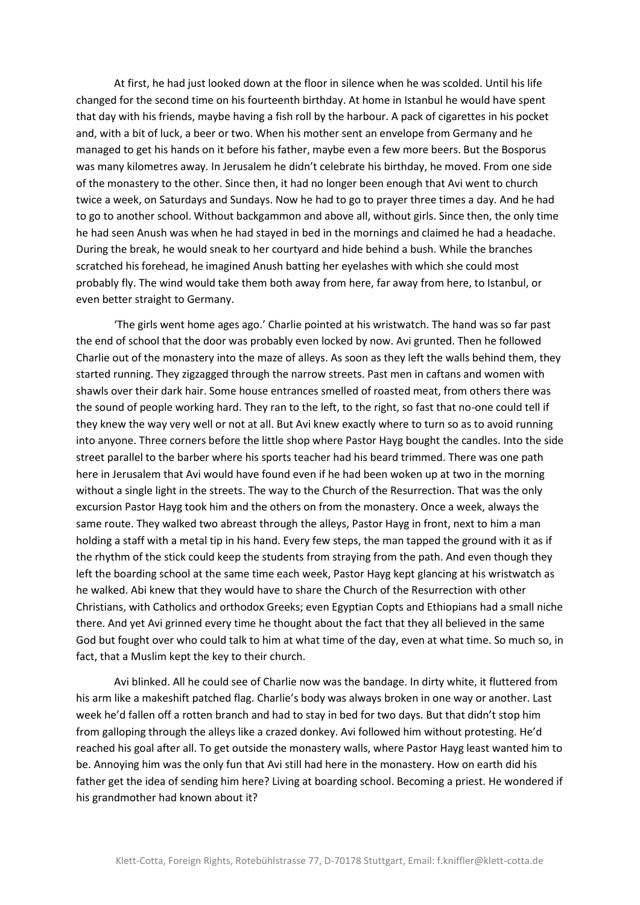At first, he had just looked down at the floor in silence when he was scolded. Until his life changed for the second time on his fourteenth birthday. At home in Istanbul he would have spent that day with his friends, maybe having a fish roll by the harbour. A pack of cigarettes in his pocket and, with a bit of luck, a beer or two. When his mother sent an envelope from Germany and he managed to get his hands on it before his father, maybe even a few more beers. But the Bosporus was many kilometres away. In Jerusalem he didn't celebrate his birthday, he moved. From one side of the monastery to the other. Since then, it had no longer been enough that Avi went to church twice a week, on Saturdays and Sundays. Now he had to go to prayer three times a day. And he had to go to another school. Without backgammon and above all, without girls. Since then, the only time he had seen Anush was when he had stayed in bed in the mornings and claimed he had a headache. During the break, he would sneak to her courtyard and hide behind a bush. While the branches scratched his forehead, he imagined Anush batting her eyelashes with which she could most probably fly. The wind would take them both away from here, far away from here, to Istanbul, or even better straight to Germany.

'The girls went home ages ago.' Charlie pointed at his wristwatch. The hand was so far past the end of school that the door was probably even locked by now. Avi grunted. Then he followed Charlie out of the monastery into the maze of alleys. As soon as they left the walls behind them, they started running. They zigzagged through the narrow streets. Past men in caftans and women with shawls over their dark hair. Some house entrances smelled of roasted meat, from others there was the sound of people working hard. They ran to the left, to the right, so fast that no-one could tell if they knew the way very well or not at all. But Avi knew exactly where to turn so as to avoid running into anyone. Three corners before the little shop where Pastor Hayg bought the candles. Into the side street parallel to the barber where his sports teacher had his beard trimmed. There was one path here in Jerusalem that Avi would have found even if he had been woken up at two in the morning without a single light in the streets. The way to the Church of the Resurrection. That was the only excursion Pastor Hayg took him and the others on from the monastery. Once a week, always the same route. They walked two abreast through the alleys, Pastor Hayg in front, next to him a man holding a staff with a metal tip in his hand. Every few steps, the man tapped the ground with it as if the rhythm of the stick could keep the students from straying from the path. And even though they left the boarding school at the same time each week, Pastor Hayg kept glancing at his wristwatch as he walked. Abi knew that they would have to share the Church of the Resurrection with other Christians, with Catholics and orthodox Greeks; even Egyptian Copts and Ethiopians had a small niche there. And yet Avi grinned every time he thought about the fact that they all believed in the same God but fought over who could talk to him at what time of the day, even at what time. So much so, in fact, that a Muslim kept the key to their church.

Avi blinked. All he could see of Charlie now was the bandage. In dirty white, it fluttered from his arm like a makeshift patched flag. Charlie's body was always broken in one way or another. Last week he'd fallen off a rotten branch and had to stay in bed for two days. But that didn't stop him from galloping through the alleys like a crazed donkey. Avi followed him without protesting. He'd reached his goal after all. To get outside the monastery walls, where Pastor Hayg least wanted him to be. Annoying him was the only fun that Avi still had here in the monastery. How on earth did his father get the idea of sending him here? Living at boarding school. Becoming a priest. He wondered if his grandmother had known about it?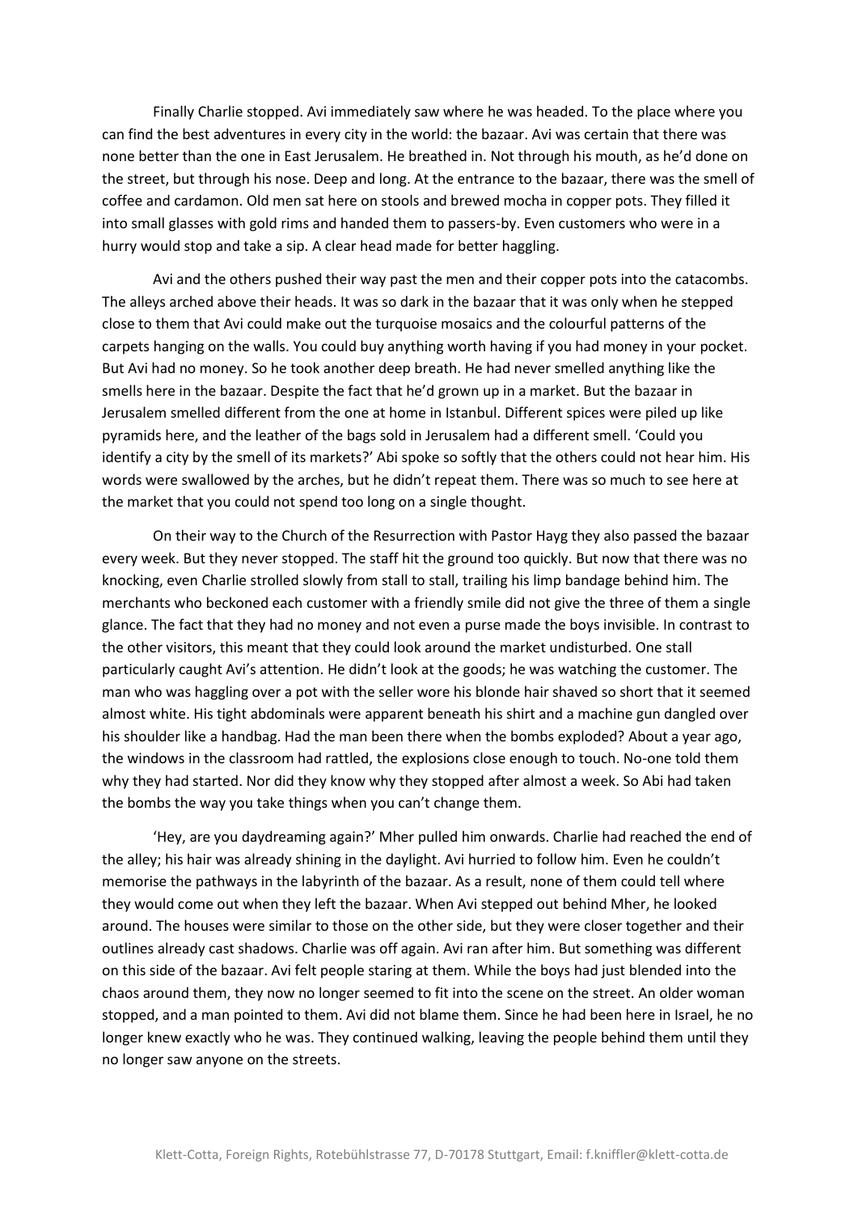Finally Charlie stopped. Avi immediately saw where he was headed. To the place where you can find the best adventures in every city in the world: the bazaar. Avi was certain that there was none better than the one in East Jerusalem. He breathed in. Not through his mouth, as he'd done on the street, but through his nose. Deep and long. At the entrance to the bazaar, there was the smell of coffee and cardamon. Old men sat here on stools and brewed mocha in copper pots. They filled it into small glasses with gold rims and handed them to passers-by. Even customers who were in a hurry would stop and take a sip. A clear head made for better haggling.

Avi and the others pushed their way past the men and their copper pots into the catacombs. The alleys arched above their heads. It was so dark in the bazaar that it was only when he stepped close to them that Avi could make out the turquoise mosaics and the colourful patterns of the carpets hanging on the walls. You could buy anything worth having if you had money in your pocket. But Avi had no money. So he took another deep breath. He had never smelled anything like the smells here in the bazaar. Despite the fact that he'd grown up in a market. But the bazaar in Jerusalem smelled different from the one at home in Istanbul. Different spices were piled up like pyramids here, and the leather of the bags sold in Jerusalem had a different smell. 'Could you identify a city by the smell of its markets?' Abi spoke so softly that the others could not hear him. His words were swallowed by the arches, but he didn't repeat them. There was so much to see here at the market that you could not spend too long on a single thought.

On their way to the Church of the Resurrection with Pastor Hayg they also passed the bazaar every week. But they never stopped. The staff hit the ground too quickly. But now that there was no knocking, even Charlie strolled slowly from stall to stall, trailing his limp bandage behind him. The merchants who beckoned each customer with a friendly smile did not give the three of them a single glance. The fact that they had no money and not even a purse made the boys invisible. In contrast to the other visitors, this meant that they could look around the market undisturbed. One stall particularly caught Avi's attention. He didn't look at the goods; he was watching the customer. The man who was haggling over a pot with the seller wore his blonde hair shaved so short that it seemed almost white. His tight abdominals were apparent beneath his shirt and a machine gun dangled over his shoulder like a handbag. Had the man been there when the bombs exploded? About a year ago, the windows in the classroom had rattled, the explosions close enough to touch. No-one told them why they had started. Nor did they know why they stopped after almost a week. So Abi had taken the bombs the way you take things when you can't change them.

'Hey, are you daydreaming again?' Mher pulled him onwards. Charlie had reached the end of the alley; his hair was already shining in the daylight. Avi hurried to follow him. Even he couldn't memorise the pathways in the labyrinth of the bazaar. As a result, none of them could tell where they would come out when they left the bazaar. When Avi stepped out behind Mher, he looked around. The houses were similar to those on the other side, but they were closer together and their outlines already cast shadows. Charlie was off again. Avi ran after him. But something was different on this side of the bazaar. Avi felt people staring at them. While the boys had just blended into the chaos around them, they now no longer seemed to fit into the scene on the street. An older woman stopped, and a man pointed to them. Avi did not blame them. Since he had been here in Israel, he no longer knew exactly who he was. They continued walking, leaving the people behind them until they no longer saw anyone on the streets.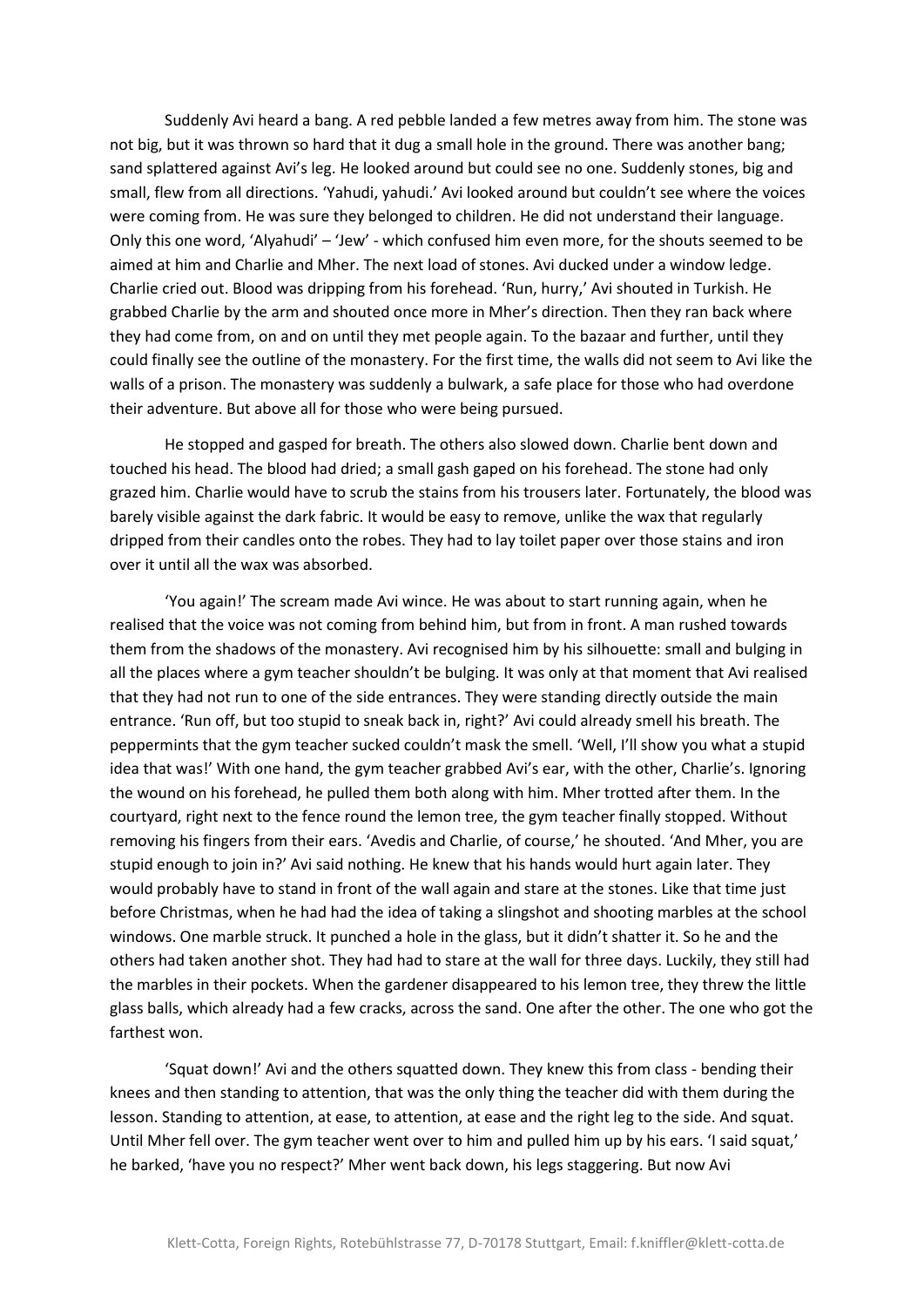Suddenly Avi heard a bang. A red pebble landed a few metres away from him. The stone was not big, but it was thrown so hard that it dug a small hole in the ground. There was another bang; sand splattered against Avi's leg. He looked around but could see no one. Suddenly stones, big and small, flew from all directions. 'Yahudi, yahudi.' Avi looked around but couldn't see where the voices were coming from. He was sure they belonged to children. He did not understand their language. Only this one word, 'Alyahudi' – 'Jew' - which confused him even more, for the shouts seemed to be aimed at him and Charlie and Mher. The next load of stones. Avi ducked under a window ledge. Charlie cried out. Blood was dripping from his forehead. 'Run, hurry,' Avi shouted in Turkish. He grabbed Charlie by the arm and shouted once more in Mher's direction. Then they ran back where they had come from, on and on until they met people again. To the bazaar and further, until they could finally see the outline of the monastery. For the first time, the walls did not seem to Avi like the walls of a prison. The monastery was suddenly a bulwark, a safe place for those who had overdone their adventure. But above all for those who were being pursued.

He stopped and gasped for breath. The others also slowed down. Charlie bent down and touched his head. The blood had dried; a small gash gaped on his forehead. The stone had only grazed him. Charlie would have to scrub the stains from his trousers later. Fortunately, the blood was barely visible against the dark fabric. It would be easy to remove, unlike the wax that regularly dripped from their candles onto the robes. They had to lay toilet paper over those stains and iron over it until all the wax was absorbed.

'You again!' The scream made Avi wince. He was about to start running again, when he realised that the voice was not coming from behind him, but from in front. A man rushed towards them from the shadows of the monastery. Avi recognised him by his silhouette: small and bulging in all the places where a gym teacher shouldn't be bulging. It was only at that moment that Avi realised that they had not run to one of the side entrances. They were standing directly outside the main entrance. 'Run off, but too stupid to sneak back in, right?' Avi could already smell his breath. The peppermints that the gym teacher sucked couldn't mask the smell. 'Well, I'll show you what a stupid idea that was!' With one hand, the gym teacher grabbed Avi's ear, with the other, Charlie's. Ignoring the wound on his forehead, he pulled them both along with him. Mher trotted after them. In the courtyard, right next to the fence round the lemon tree, the gym teacher finally stopped. Without removing his fingers from their ears. 'Avedis and Charlie, of course,' he shouted. 'And Mher, you are stupid enough to join in?' Avi said nothing. He knew that his hands would hurt again later. They would probably have to stand in front of the wall again and stare at the stones. Like that time just before Christmas, when he had had the idea of taking a slingshot and shooting marbles at the school windows. One marble struck. It punched a hole in the glass, but it didn't shatter it. So he and the others had taken another shot. They had had to stare at the wall for three days. Luckily, they still had the marbles in their pockets. When the gardener disappeared to his lemon tree, they threw the little glass balls, which already had a few cracks, across the sand. One after the other. The one who got the farthest won.

'Squat down!' Avi and the others squatted down. They knew this from class - bending their knees and then standing to attention, that was the only thing the teacher did with them during the lesson. Standing to attention, at ease, to attention, at ease and the right leg to the side. And squat. Until Mher fell over. The gym teacher went over to him and pulled him up by his ears. 'I said squat,' he barked, 'have you no respect?' Mher went back down, his legs staggering. But now Avi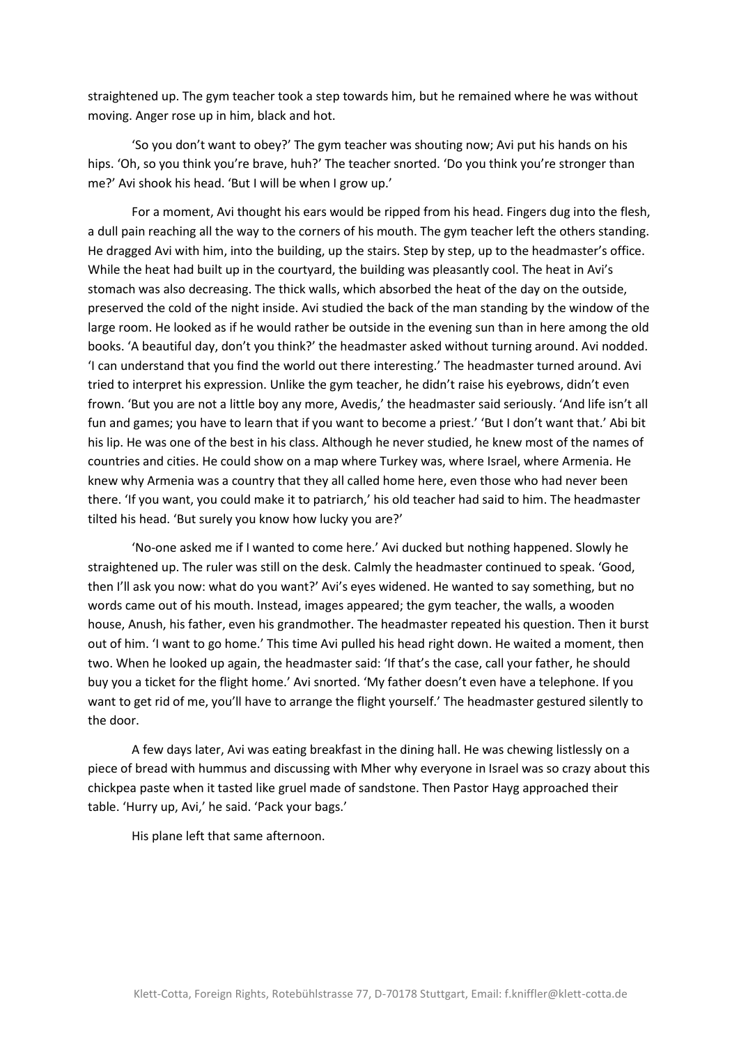straightened up. The gym teacher took a step towards him, but he remained where he was without moving. Anger rose up in him, black and hot.

'So you don't want to obey?' The gym teacher was shouting now; Avi put his hands on his hips. 'Oh, so you think you're brave, huh?' The teacher snorted. 'Do you think you're stronger than me?' Avi shook his head. 'But I will be when I grow up.'

For a moment, Avi thought his ears would be ripped from his head. Fingers dug into the flesh, a dull pain reaching all the way to the corners of his mouth. The gym teacher left the others standing. He dragged Avi with him, into the building, up the stairs. Step by step, up to the headmaster's office. While the heat had built up in the courtyard, the building was pleasantly cool. The heat in Avi's stomach was also decreasing. The thick walls, which absorbed the heat of the day on the outside, preserved the cold of the night inside. Avi studied the back of the man standing by the window of the large room. He looked as if he would rather be outside in the evening sun than in here among the old books. 'A beautiful day, don't you think?' the headmaster asked without turning around. Avi nodded. 'I can understand that you find the world out there interesting.' The headmaster turned around. Avi tried to interpret his expression. Unlike the gym teacher, he didn't raise his eyebrows, didn't even frown. 'But you are not a little boy any more, Avedis,' the headmaster said seriously. 'And life isn't all fun and games; you have to learn that if you want to become a priest.' 'But I don't want that.' Abi bit his lip. He was one of the best in his class. Although he never studied, he knew most of the names of countries and cities. He could show on a map where Turkey was, where Israel, where Armenia. He knew why Armenia was a country that they all called home here, even those who had never been there. 'If you want, you could make it to patriarch,' his old teacher had said to him. The headmaster tilted his head. 'But surely you know how lucky you are?'

'No-one asked me if I wanted to come here.' Avi ducked but nothing happened. Slowly he straightened up. The ruler was still on the desk. Calmly the headmaster continued to speak. 'Good, then I'll ask you now: what do you want?' Avi's eyes widened. He wanted to say something, but no words came out of his mouth. Instead, images appeared; the gym teacher, the walls, a wooden house, Anush, his father, even his grandmother. The headmaster repeated his question. Then it burst out of him. 'I want to go home.' This time Avi pulled his head right down. He waited a moment, then two. When he looked up again, the headmaster said: 'If that's the case, call your father, he should buy you a ticket for the flight home.' Avi snorted. 'My father doesn't even have a telephone. If you want to get rid of me, you'll have to arrange the flight yourself.' The headmaster gestured silently to the door.

A few days later, Avi was eating breakfast in the dining hall. He was chewing listlessly on a piece of bread with hummus and discussing with Mher why everyone in Israel was so crazy about this chickpea paste when it tasted like gruel made of sandstone. Then Pastor Hayg approached their table. 'Hurry up, Avi,' he said. 'Pack your bags.'

His plane left that same afternoon.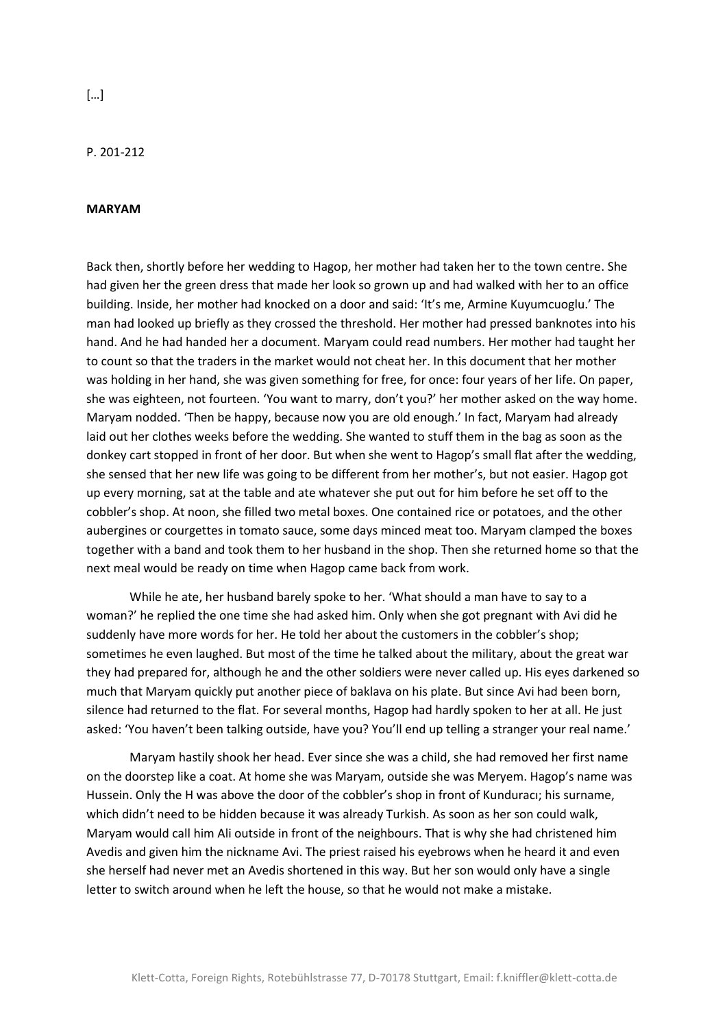[…]

P. 201-212

**MARYAM**

Back then, shortly before her wedding to Hagop, her mother had taken her to the town centre. She had given her the green dress that made her look so grown up and had walked with her to an office building. Inside, her mother had knocked on a door and said: 'It's me, Armine Kuyumcuoglu.' The man had looked up briefly as they crossed the threshold. Her mother had pressed banknotes into his hand. And he had handed her a document. Maryam could read numbers. Her mother had taught her to count so that the traders in the market would not cheat her. In this document that her mother was holding in her hand, she was given something for free, for once: four years of her life. On paper, she was eighteen, not fourteen. 'You want to marry, don't you?' her mother asked on the way home. Maryam nodded. 'Then be happy, because now you are old enough.' In fact, Maryam had already laid out her clothes weeks before the wedding. She wanted to stuff them in the bag as soon as the donkey cart stopped in front of her door. But when she went to Hagop's small flat after the wedding, she sensed that her new life was going to be different from her mother's, but not easier. Hagop got up every morning, sat at the table and ate whatever she put out for him before he set off to the cobbler's shop. At noon, she filled two metal boxes. One contained rice or potatoes, and the other aubergines or courgettes in tomato sauce, some days minced meat too. Maryam clamped the boxes together with a band and took them to her husband in the shop. Then she returned home so that the next meal would be ready on time when Hagop came back from work.

While he ate, her husband barely spoke to her. 'What should a man have to say to a woman?' he replied the one time she had asked him. Only when she got pregnant with Avi did he suddenly have more words for her. He told her about the customers in the cobbler's shop; sometimes he even laughed. But most of the time he talked about the military, about the great war they had prepared for, although he and the other soldiers were never called up. His eyes darkened so much that Maryam quickly put another piece of baklava on his plate. But since Avi had been born, silence had returned to the flat. For several months, Hagop had hardly spoken to her at all. He just asked: 'You haven't been talking outside, have you? You'll end up telling a stranger your real name.'

Maryam hastily shook her head. Ever since she was a child, she had removed her first name on the doorstep like a coat. At home she was Maryam, outside she was Meryem. Hagop's name was Hussein. Only the H was above the door of the cobbler's shop in front of Kunduracı; his surname, which didn't need to be hidden because it was already Turkish. As soon as her son could walk, Maryam would call him Ali outside in front of the neighbours. That is why she had christened him Avedis and given him the nickname Avi. The priest raised his eyebrows when he heard it and even she herself had never met an Avedis shortened in this way. But her son would only have a single letter to switch around when he left the house, so that he would not make a mistake.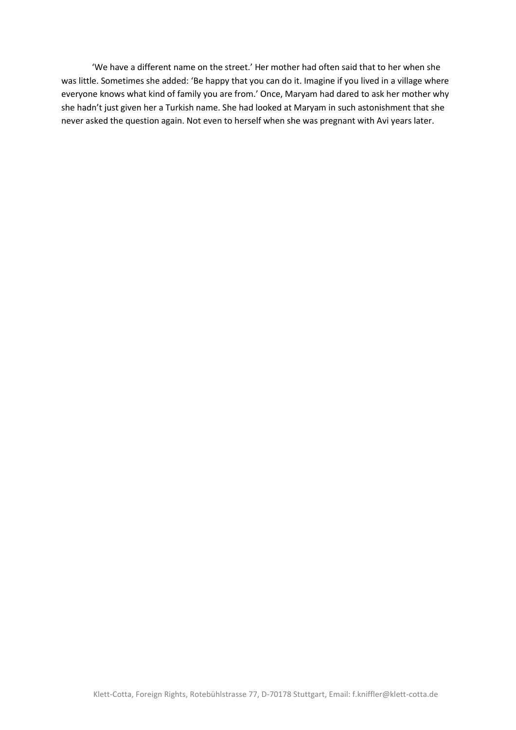'We have a different name on the street.' Her mother had often said that to her when she was little. Sometimes she added: 'Be happy that you can do it. Imagine if you lived in a village where everyone knows what kind of family you are from.' Once, Maryam had dared to ask her mother why she hadn't just given her a Turkish name. She had looked at Maryam in such astonishment that she never asked the question again. Not even to herself when she was pregnant with Avi years later.